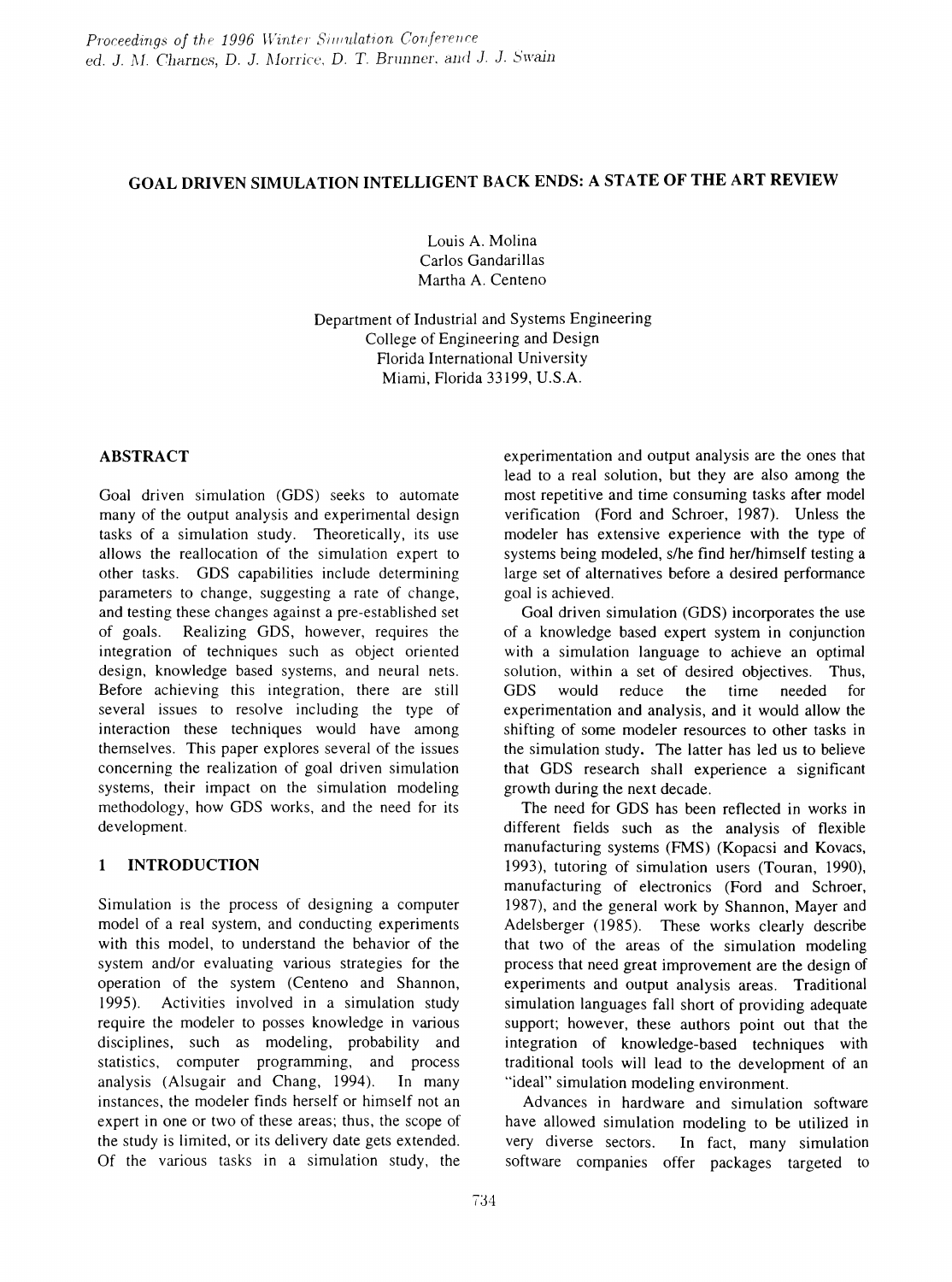# GOAL DRIVEN SIMULATION INTELLIGENT BACK ENDS: A STATE OF THE ART REVIEW

Louis A. Molina
Carlos Gandarillas
Martha A. Centeno

Department of Industrial and Systems Engineering
College of Engineering and Design
Florida International University
Miami, Florida 33199, U.S.A.

## ABSTRACT

Goal driven simulation (GDS) seeks to automate many of the output analysis and experimental design tasks of a simulation study. Theoretically, its use allows the reallocation of the simulation expert to other tasks. GDS capabilities include determining parameters to change, suggesting a rate of change, and testing these changes against a pre-established set of goals. Realizing GDS, however, requires the integration of techniques such as object oriented design, knowledge based systems, and neural nets. Before achieving this integration, there are still several issues to resolve including the type of interaction these techniques would have among themselves. This paper explores several of the issues concerning the realization of goal driven simulation systems, their impact on the simulation modeling methodology, how GDS works, and the need for its development.

## 1 INTRODUCTION

Simulation is the process of designing a computer model of a real system, and conducting experiments with this model, to understand the behavior for the system and/or evaluating various strategies for the operation of the system (Centeno and Shannon, 1995). Activities involved in a simulation study require the modeler to posses knowledge in various disciplines, such as modeling, probability and statistics, computer programming, and process analysis (Alsugair and Chang, 1994). In many instances, the modeler finds herself or himself not an expert in one or two of these areas; thus, the scope of the study is limited, or its delivery date gets extended. Of the various tasks in a simulation study, the experimentation and output analysis are the ones that lead to a real solution, but they are also among the most repetitive and time consuming tasks after model verification (Ford and Schroer, 1987). Unless the modeler has extensive experience with the type of systems being modeled, s/he find her/himself testing a large set of alternatives before a desired performance goal is achieved.

Goal driven simulation (GDS) incorporates the use of a knowledge based expert system in conjunction with a simulation language to achieve an optimal solution, within a set of desired objectives. Thus, GDS would reduce the time needed for experimentation and analysis, and it would allow the shifting of some modeler resources to other tasks in the simulation study. The latter has led us to believe that GDS research shall experience a significant growth during the next decade.

The need for GDS has been reflected in works in different fields such as the analysis of flexible manufacturing systems (FMS) (Kopacsi and Kovacs, 1993), tutoring of simulation users (Touran, 1990), manufacturing of electronics (Ford and Schroer, 1987), and the general work by Shannon, Mayer and Adelsberger (1985). These works clearly describe that two of the areas of the simulation modeling process that need great improvement are the design of experiments and output analysis areas. Traditional simulation languages fall short of providing adequate support; however, these authors point out that the integration of knowledge-based techniques with traditional tools will lead to the development of an "ideal" simulation modeling environment.

Advances in hardware and simulation software have allowed simulation modeling to be utilized in very diverse sectors. In fact, many simulation software companies offer packages targeted to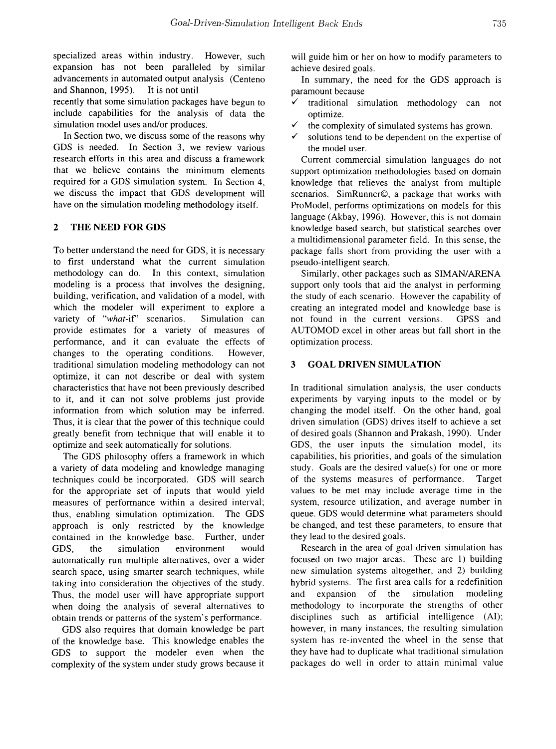specialized areas within industry. However, such expansion has not been paralleled by similar advancements in automated output analysis (Centeno and Shannon, 1995). It is not until recently that some simulation packages have begun to include capabilities for the analysis of data the simulation model uses and/or produces.

In Section two, we discuss some of the reasons why GDS is needed. In Section 3, we review various research efforts in this area and discuss a framework that we believe contains the minimum elements required for a GDS simulation system. In Section 4, we discuss the impact that GDS development will have on the simulation modeling methodology itself.

## 2 THE NEED FOR GDS

To better understand the need for GDS, it is necessary to first understand what the current simulation methodology can do. In this context, simulation modeling is a process that involves the designing, building, verification, and validation of a model, with which the modeler will experiment to explore a variety of "*what*-if" scenarios. Simulation can provide estimates for a variety of measures of performance, and it can evaluate the effects of changes to the operating conditions. However, traditional simulation modeling methodology can not optimize, it can not describe or deal with system characteristics that have not been previously described to it, and it can not solve problems just provide information from which solution may be inferred. Thus, it is clear that the power of this technique could greatly benefit from technique that will enable it to optimize and seek automatically for solutions.

The GDS philosophy offers a framework in which a variety of data modeling and knowledge managing techniques could be incorporated. GDS will search for the appropriate set of inputs that would yield measures of performance within a desired interval; thus, enabling simulation optimization. The GDS approach is only restricted by the knowledge contained in the knowledge base. Further, under GDS, the simulation environment would automatically run multiple alternatives, over a wider search space, using smarter search techniques, while taking into consideration the objectives of the study. Thus, the model user will have appropriate support when doing the analysis of several alternatives to obtain trends or patterns of the system's performance.

GDS also requires that domain knowledge be part of the knowledge base. This knowledge enables the GDS to support the modeler even when the complexity of the system under study grows because it will guide him or her on how to modify parameters to achieve desired goals.

In summary, the need for the GDS approach is paramount because

- ✓ traditional simulation methodology can not optimize.
- ✓ the complexity of simulated systems has grown.
- ✓ solutions tend to be dependent on the expertise of the model user.

Current commercial simulation languages do not support optimization methodologies based on domain knowledge that relieves the analyst from multiple scenarios. SimRunner©, a package that works with ProModel, performs optimizations on models for this language (Akbay, 1996). However, this is not domain knowledge based search, but statistical searches over a multidimensional parameter field. In this sense, the package falls short from providing the user with a pseudo-intelligent search.

Similarly, other packages such as SIMAN/ARENA support only tools that aid the analyst in performing the study of each scenario. However the capability of creating an integrated model and knowledge base is not found in the current versions. GPSS and AUTOMOD excel in other areas but fall short in the optimization process.

## 3 GOAL DRIVEN SIMULATION

In traditional simulation analysis, the user conducts experiments by varying inputs to the model or by changing the model itself. On the other hand, goal driven simulation (GDS) drives itself to achieve a set of desired goals (Shannon and Prakash, 1990). Under GDS, the user inputs the simulation model, its capabilities, his priorities, and goals of the simulation study. Goals are the desired value(s) for one or more of the systems measures of performance. Target values to be met may include average time in the system, resource utilization, and average number in queue. GDS would determine what parameters should be changed, and test these parameters, to ensure that they lead to the desired goals.

Research in the area of goal driven simulation has focused on two major areas. These are 1) building new simulation systems altogether, and 2) building hybrid systems. The first area calls for a redefinition and expansion of the simulation modeling methodology to incorporate the strengths of other disciplines such as artificial intelligence (AI); however, in many instances, the resulting simulation system has re-invented the wheel in the sense that they have had to duplicate what traditional simulation packages do well in order to attain minimal value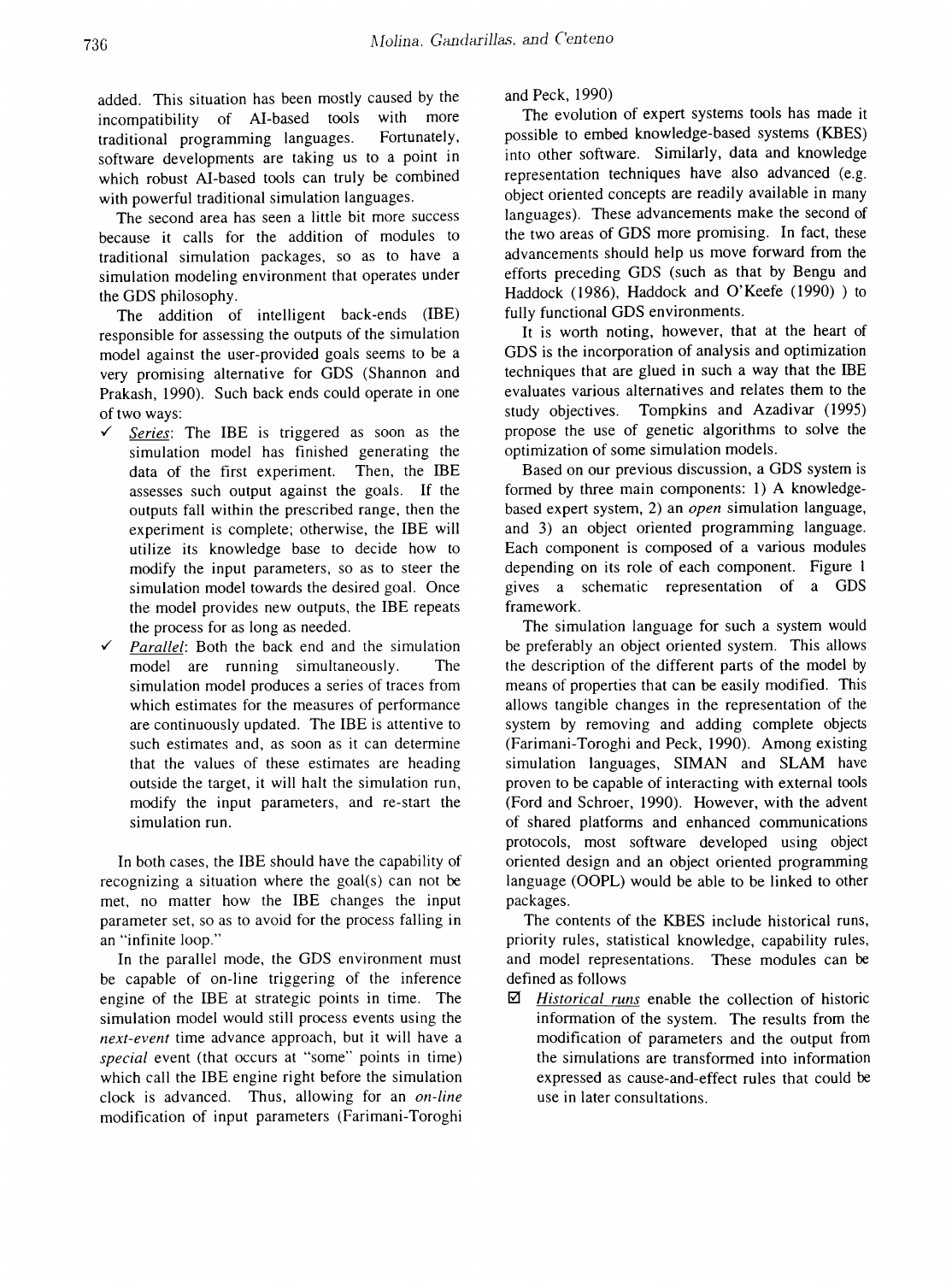added. This situation has been mostly caused by the incompatibility of AI-based tools with more traditional programming languages. Fortunately, software developments are taking us to a point in which robust AI-based tools can truly be combined with powerful traditional simulation languages.

The second area has seen a little bit more success because it calls for the addition of modules to traditional simulation packages, so as to have a simulation modeling environment that operates under the GDS philosophy.

The addition of intelligent back-ends (IBE) responsible for assessing the outputs of the simulation model against the user-provided goals seems to be a very promising alternative for GDS (Shannon and Prakash, 1990). Such back ends could operate in one of two ways:

- ✓ *Series*: The IBE is triggered as soon as the simulation model has finished generating the data of the first experiment. Then, the IBE assesses such output against the goals. If the outputs fall within the prescribed range, then the experiment is complete; otherwise, the IBE will utilize its knowledge base to decide how to modify the input parameters, so as to steer the simulation model towards the desired goal. Once the model provides new outputs, the IBE repeats the process for as long as needed.
- ✓ *Parallel*: Both the back end and the simulation model are running simultaneously. The simulation model produces a series of traces from which estimates for the measures of performance are continuously updated. The IBE is attentive to such estimates and, as soon as it can determine that the values of these estimates are heading outside the target, it will halt the simulation run, modify the input parameters, and re-start the simulation run.

In both cases, the IBE should have the capability of recognizing a situation where the goal(s) can not be met, no matter how the IBE changes the input parameter set, so as to avoid for the process falling in an "infinite loop."

In the parallel mode, the GDS environment must be capable of on-line triggering of the inference engine of the IBE at strategic points in time. The simulation model would still process events using the *next-event* time advance approach, but it will have a *special* event (that occurs at "some" points in time) which call the IBE engine right before the simulation clock is advanced. Thus, allowing for an *on-line* modification of input parameters (Farimani-Toroghi and Peck, 1990)

The evolution of expert systems tools has made it possible to embed knowledge-based systems (KBES) into other software. Similarly, data and knowledge representation techniques have also advanced (e.g. object oriented concepts are readily available in many languages). These advancements make the second of the two areas of GDS more promising. In fact, these advancements should help us move forward from the efforts preceding GDS (such as that by Bengu and Haddock (1986), Haddock and O'Keefe (1990) ) to fully functional GDS environments.

It is worth noting, however, that at the heart of GDS is the incorporation of analysis and optimization techniques that are glued in such a way that the IBE evaluates various alternatives and relates them to the study objectives. Tompkins and Azadivar (1995) propose the use of genetic algorithms to solve the optimization of some simulation models.

Based on our previous discussion, a GDS system is formed by three main components: 1) A knowledge-based expert system, 2) an *open* simulation language, and 3) an object oriented programming language. Each component is composed of a various modules depending on its role of each component. Figure 1 gives a schematic representation of a GDS framework.

The simulation language for such a system would be preferably an object oriented system. This allows the description of the different parts of the model by means of properties that can be easily modified. This allows tangible changes in the representation of the system by removing and adding complete objects (Farimani-Toroghi and Peck, 1990). Among existing simulation languages, SIMAN and SLAM have proven to be capable of interacting with external tools (Ford and Schroer, 1990). However, with the advent of shared platforms and enhanced communications protocols, most software developed using object oriented design and an object oriented programming language (OOPL) would be able to be linked to other packages.

The contents of the KBES include historical runs, priority rules, statistical knowledge, capability rules, and model representations. These modules can be defined as follows

- ☑ <u>*Historical runs*</u> enable the collection of historic information of the system. The results from the modification of parameters and the output from the simulations are transformed into information expressed as cause-and-effect rules that could be use in later consultations.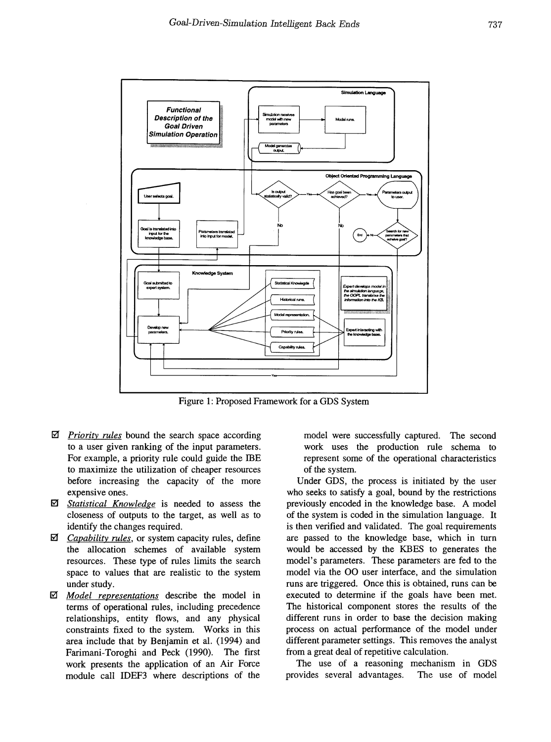Figure 1: Proposed Framework for a GDS System

- ☑ *Priority rules* bound the search space according to a user given ranking of the input parameters. For example, a priority rule could guide the IBE to maximize the utilization of cheaper resources before increasing the capacity of the more expensive ones.
- ☑ *Statistical Knowledge* is needed to assess the closeness of outputs to the target, as well as to identify the changes required.
- ☑ *Capability rules*, or system capacity rules, define the allocation schemes of available system resources. These type of rules limits the search space to values that are realistic to the system under study.
- ☑ *Model representations* describe the model in terms of operational rules, including precedence relationships, entity flows, and any physical constraints fixed to the system. Works in this area include that by Benjamin et al. (1994) and Farimani-Toroghi and Peck (1990). The first work presents the application of an Air Force module call IDEF3 where descriptions of the model were successfully captured. The second work uses the production rule schema to represent some of the operational characteristics of the system.

Under GDS, the process is initiated by the user who seeks to satisfy a goal, bound by the restrictions previously encoded in the knowledge base. A model of the system is coded in the simulation language. It is then verified and validated. The goal requirements are passed to the knowledge base, which in turn would be accessed by the KBES to generates the model's parameters. These parameters are fed to the model via the OO user interface, and the simulation runs are triggered. Once this is obtained, runs can be executed to determine if the goals have been met. The historical component stores the results of the different runs in order to base the decision making process on actual performance of the model under different parameter settings. This removes the analyst from a great deal of repetitive calculation.

The use of a reasoning mechanism in GDS provides several advantages. The use of model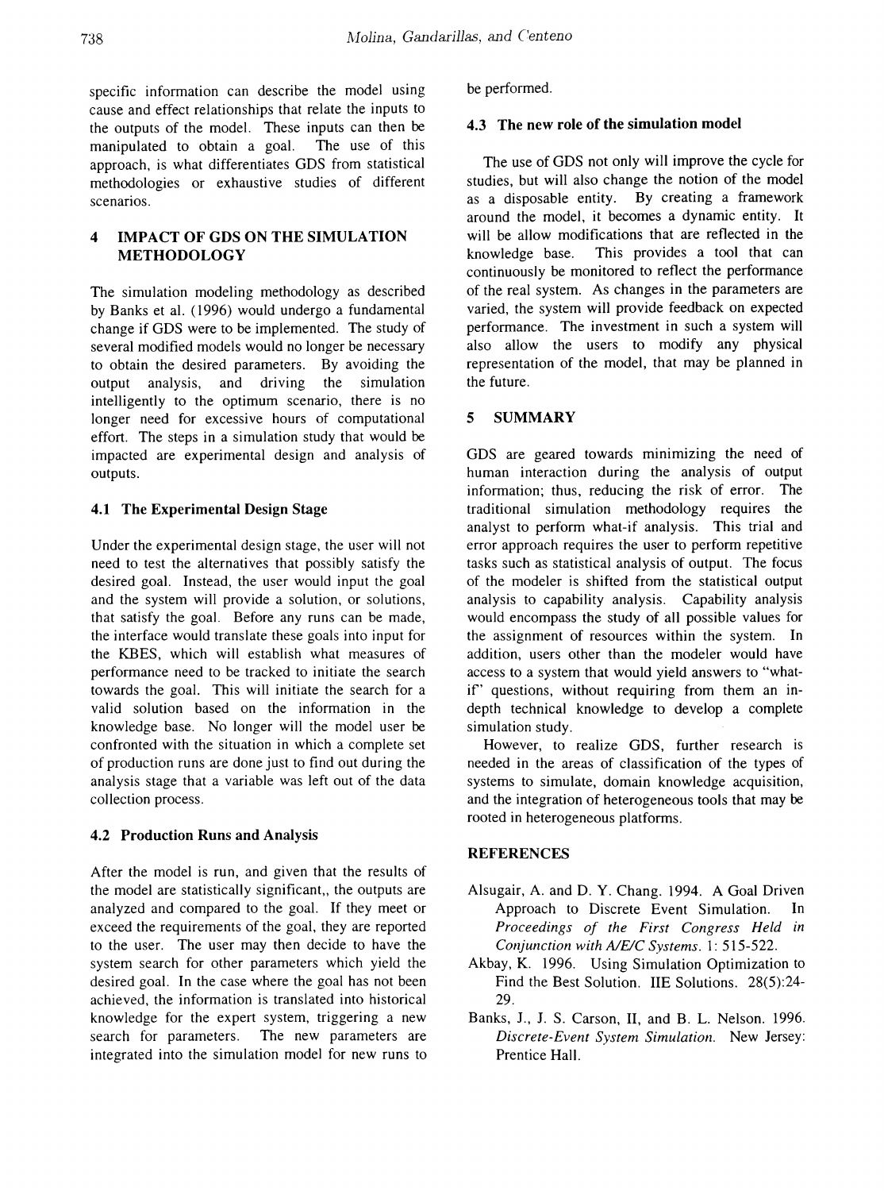specific information can describe the model using cause and effect relationships that relate the inputs to the outputs of the model. These inputs can then be manipulated to obtain a goal. The use of this approach, is what differentiates GDS from statistical methodologies or exhaustive studies of different scenarios.

## 4 IMPACT OF GDS ON THE SIMULATION METHODOLOGY

The simulation modeling methodology as described by Banks et al. (1996) would undergo a fundamental change if GDS were to be implemented. The study of several modified models would no longer be necessary to obtain the desired parameters. By avoiding the output analysis, and driving the simulation intelligently to the optimum scenario, there is no longer need for excessive hours of computational effort. The steps in a simulation study that would be impacted are experimental design and analysis of outputs.

### 4.1 The Experimental Design Stage

Under the experimental design stage, the user will not need to test the alternatives that possibly satisfy the desired goal. Instead, the user would input the goal and the system will provide a solution, or solutions, that satisfy the goal. Before any runs can be made, the interface would translate these goals into input for the KBES, which will establish what measures of performance need to be tracked to initiate the search towards the goal. This will initiate the search for a valid solution based on the information in the knowledge base. No longer will the model user be confronted with the situation in which a complete set of production runs are done just to find out during the analysis stage that a variable was left out of the data collection process.

### 4.2 Production Runs and Analysis

After the model is run, and given that the results of the model are statistically significant,, the outputs are analyzed and compared to the goal. If they meet or exceed the requirements of the goal, they are reported to the user. The user may then decide to have the system search for other parameters which yield the desired goal. In the case where the goal has not been achieved, the information is translated into historical knowledge for the expert system, triggering a new search for parameters. The new parameters are integrated into the simulation model for new runs to be performed.

### 4.3 The new role of the simulation model

The use of GDS not only will improve the cycle for studies, but will also change the notion of the model as a disposable entity. By creating a framework around the model, it becomes a dynamic entity. It will be allow modifications that are reflected in the knowledge base. This provides a tool that can continuously be monitored to reflect the performance of the real system. As changes in the parameters are varied, the system will provide feedback on expected performance. The investment in such a system will also allow the users to modify any physical representation of the model, that may be planned in the future.

## 5 SUMMARY

GDS are geared towards minimizing the need of human interaction during the analysis of output information; thus, reducing the risk of error. The traditional simulation methodology requires the analyst to perform what-if analysis. This trial and error approach requires the user to perform repetitive tasks such as statistical analysis of output. The focus of the modeler is shifted from the statistical output analysis to capability analysis. Capability analysis would encompass the study of all possible values for the assignment of resources within the system. In addition, users other than the modeler would have access to a system that would yield answers to "what-if" questions, without requiring from them an in-depth technical knowledge to develop a complete simulation study.

However, to realize GDS, further research is needed in the areas of classification of the types of systems to simulate, domain knowledge acquisition, and the integration of heterogeneous tools that may be rooted in heterogeneous platforms.

## REFERENCES

Alsugair, A. and D. Y. Chang. 1994. A Goal Driven Approach to Discrete Event Simulation. In *Proceedings of the First Congress Held in Conjunction with A/E/C Systems*. 1: 515-522.

Akbay, K. 1996. Using Simulation Optimization to Find the Best Solution. IIE Solutions. 28(5):24-29.

Banks, J., J. S. Carson, II, and B. L. Nelson. 1996. *Discrete-Event System Simulation*. New Jersey: Prentice Hall.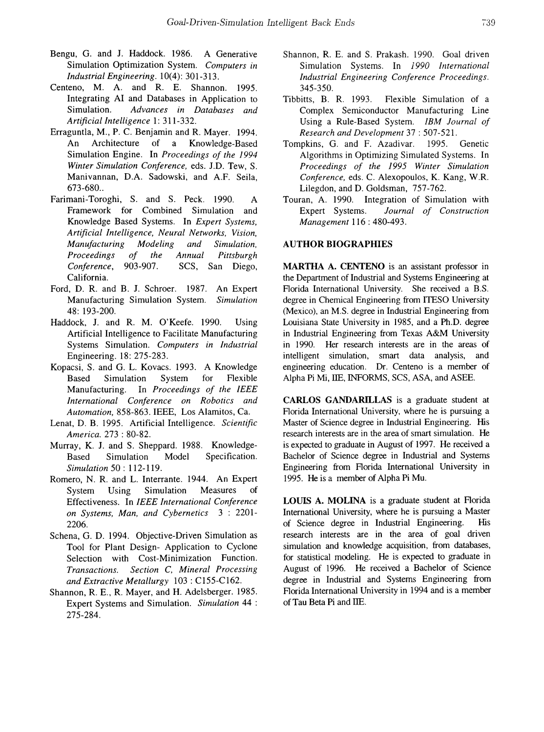Bengu, G. and J. Haddock. 1986. A Generative Simulation Optimization System. *Computers in Industrial Engineering*. 10(4): 301-313.

Centeno, M. A. and R. E. Shannon. 1995. Integrating AI and Databases in Application to Simulation. *Advances in Databases and Artificial Intelligence* 1: 311-332.

Erraguntla, M., P. C. Benjamin and R. Mayer. 1994. An Architecture of a Knowledge-Based Simulation Engine. In *Proceedings of the 1994 Winter Simulation Conference,* eds. J.D. Tew, S. Manivannan, D.A. Sadowski, and A.F. Seila, 673-680..

Farimani-Toroghi, S. and S. Peck. 1990. A Framework for Combined Simulation and Knowledge Based Systems. In *Expert Systems, Artificial Intelligence, Neural Networks, Vision, Manufacturing Modeling and Simulation, Proceedings of the Annual Pittsburgh Conference*, 903-907. SCS, San Diego, California.

Ford, D. R. and B. J. Schroer. 1987. An Expert Manufacturing Simulation System. *Simulation* 48: 193-200.

Haddock, J. and R. M. O'Keefe. 1990. Using Artificial Intelligence to Facilitate Manufacturing Systems Simulation. *Computers in Industrial* Engineering. 18: 275-283.

Kopacsi, S. and G. L. Kovacs. 1993. A Knowledge Based Simulation System for Flexible Manufacturing. In *Proceedings of the IEEE International Conference on Robotics and Automation,* 858-863. IEEE, Los Alamitos, Ca.

Lenat, D. B. 1995. Artificial Intelligence. *Scientific America*. 273 : 80-82.

Murray, K. J. and S. Sheppard. 1988. Knowledge-Based Simulation Model Specification. *Simulation* 50 : 112-119.

Romero, N. R. and L. Interrante. 1944. An Expert System Using Simulation Measures of Effectiveness. In *IEEE International Conference on Systems, Man, and Cybernetics* 3 : 2201-2206.

Schena, G. D. 1994. Objective-Driven Simulation as Tool for Plant Design- Application to Cyclone Selection with Cost-Minimization Function. *Transactions. Section C, Mineral Processing and Extractive Metallurgy* 103 : C155-C162.

Shannon, R. E., R. Mayer, and H. Adelsberger. 1985. Expert Systems and Simulation. *Simulation* 44 : 275-284.

Shannon, R. E. and S. Prakash. 1990. Goal driven Simulation Systems. In *1990 International Industrial Engineering Conference Proceedings*. 345-350.

Tibbitts, B. R. 1993. Flexible Simulation of a Complex Semiconductor Manufacturing Line Using a Rule-Based System. *IBM Journal of Research and Development* 37 : 507-521.

Tompkins, G. and F. Azadivar. 1995. Genetic Algorithms in Optimizing Simulated Systems. In *Proceedings of the 1995 Winter Simulation Conference,* eds. C. Alexopoulos, K. Kang, W.R. Lilegdon, and D. Goldsman, 757-762.

Touran, A. 1990. Integration of Simulation with Expert Systems. *Journal of Construction Management* 116 : 480-493.

## AUTHOR BIOGRAPHIES

**MARTHA A. CENTENO** is an assistant professor in the Department of Industrial and Systems Engineering at Florida International University. She received a B.S. degree in Chemical Engineering from ITESO University (Mexico), an M.S. degree in Industrial Engineering from Louisiana State University in 1985, and a Ph.D. degree in Industrial Engineering from Texas A&M University in 1990. Her research interests are in the areas of intelligent simulation, smart data analysis, and engineering education. Dr. Centeno is a member of Alpha Pi Mi, IIE, INFORMS, SCS, ASA, and ASEE.

**CARLOS GANDARILLAS** is a graduate student at Florida International University, where he is pursuing a Master of Science degree in Industrial Engineering. His research interests are in the area of smart simulation. He is expected to graduate in August of 1997. He received a Bachelor of Science degree in Industrial and Systems Engineering from Florida International University in 1995. He is a member of Alpha Pi Mu.

**LOUIS A. MOLINA** is a graduate student at Florida International University, where he is pursuing a Master of Science degree in Industrial Engineering. His research interests are in the area of goal driven simulation and knowledge acquisition, from databases, for statistical modeling. He is expected to graduate in August of 1996. He received a Bachelor of Science degree in Industrial and Systems Engineering from Florida International University in 1994 and is a member of Tau Beta Pi and IIE.